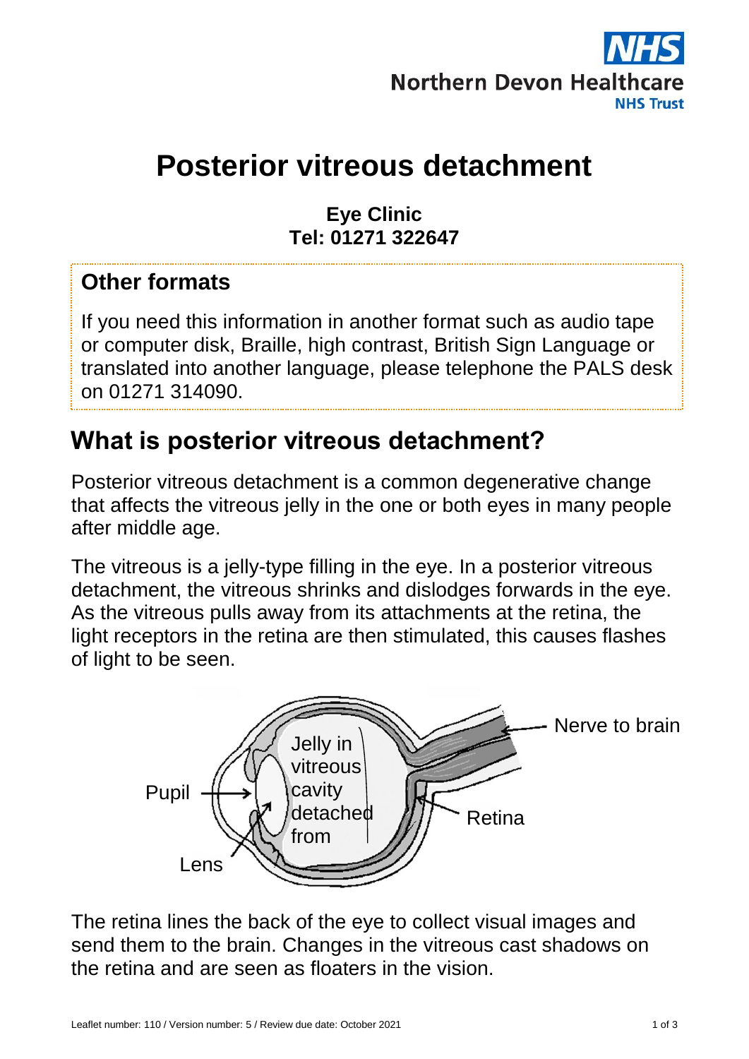NHS

Northern Devon Healthcare
NHS Trust

# Posterior vitreous detachment

**Eye Clinic**
**Tel: 01271 322647**

## Other formats

If you need this information in another format such as audio tape or computer disk, Braille, high contrast, British Sign Language or translated into another language, please telephone the PALS desk on 01271 314090.

## What is posterior vitreous detachment?

Posterior vitreous detachment is a common degenerative change that affects the vitreous jelly in the one or both eyes in many people after middle age.

The vitreous is a jelly-type filling in the eye. In a posterior vitreous detachment, the vitreous shrinks and dislodges forwards in the eye. As the vitreous pulls away from its attachments at the retina, the light receptors in the retina are then stimulated, this causes flashes of light to be seen.

Jelly in vitreous cavity detached from

Pupil

Lens

Nerve to brain

Retina

The retina lines the back of the eye to collect visual images and send them to the brain. Changes in the vitreous cast shadows on the retina and are seen as floaters in the vision.

Leaflet number: 110 / Version number: 5 / Review due date: October 2021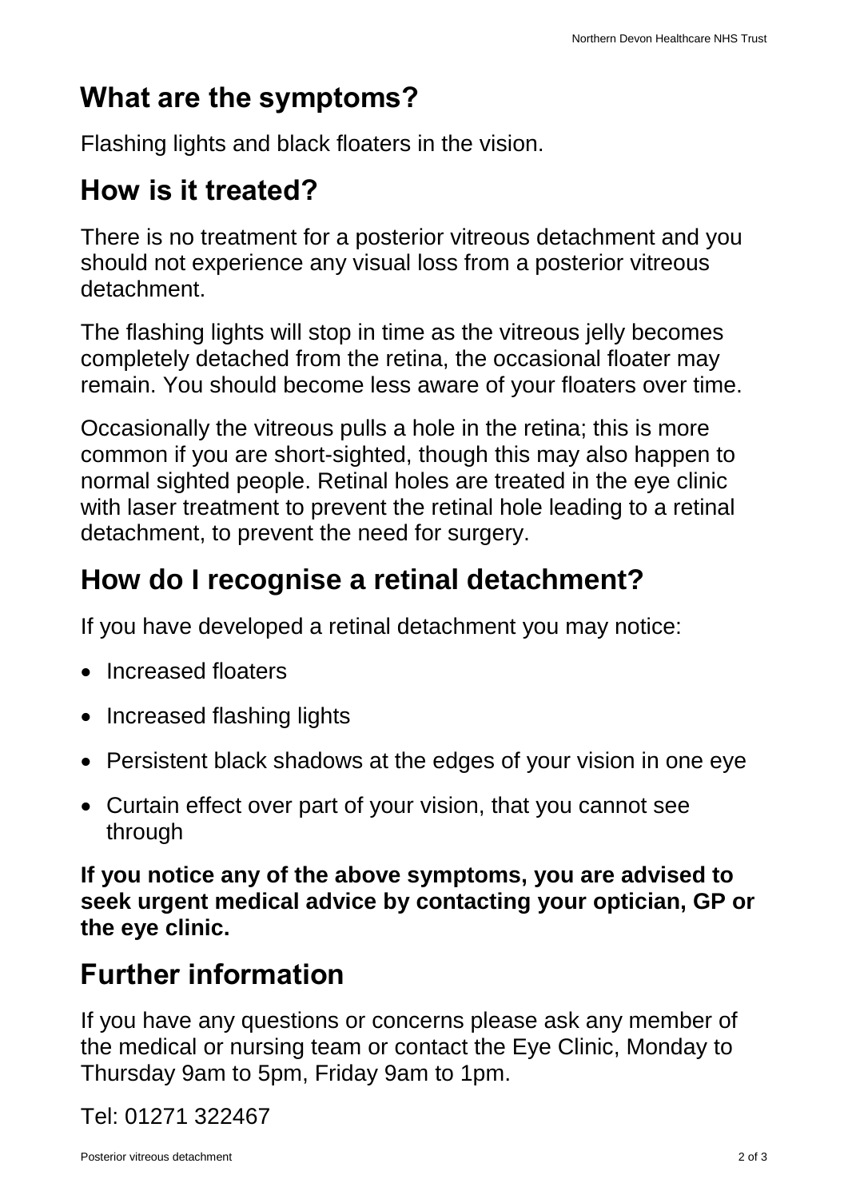## What are the symptoms?

Flashing lights and black floaters in the vision.

## How is it treated?

There is no treatment for a posterior vitreous detachment and you should not experience any visual loss from a posterior vitreous detachment.

The flashing lights will stop in time as the vitreous jelly becomes completely detached from the retina, the occasional floater may remain. You should become less aware of your floaters over time.

Occasionally the vitreous pulls a hole in the retina; this is more common if you are short-sighted, though this may also happen to normal sighted people. Retinal holes are treated in the eye clinic with laser treatment to prevent the retinal hole leading to a retinal detachment, to prevent the need for surgery.

## How do I recognise a retinal detachment?

If you have developed a retinal detachment you may notice:

- Increased floaters
- Increased flashing lights
- Persistent black shadows at the edges of your vision in one eye
- Curtain effect over part of your vision, that you cannot see through

**If you notice any of the above symptoms, you are advised to seek urgent medical advice by contacting your optician, GP or the eye clinic.**

## Further information

If you have any questions or concerns please ask any member of the medical or nursing team or contact the Eye Clinic, Monday to Thursday 9am to 5pm, Friday 9am to 1pm.

Tel: 01271 322467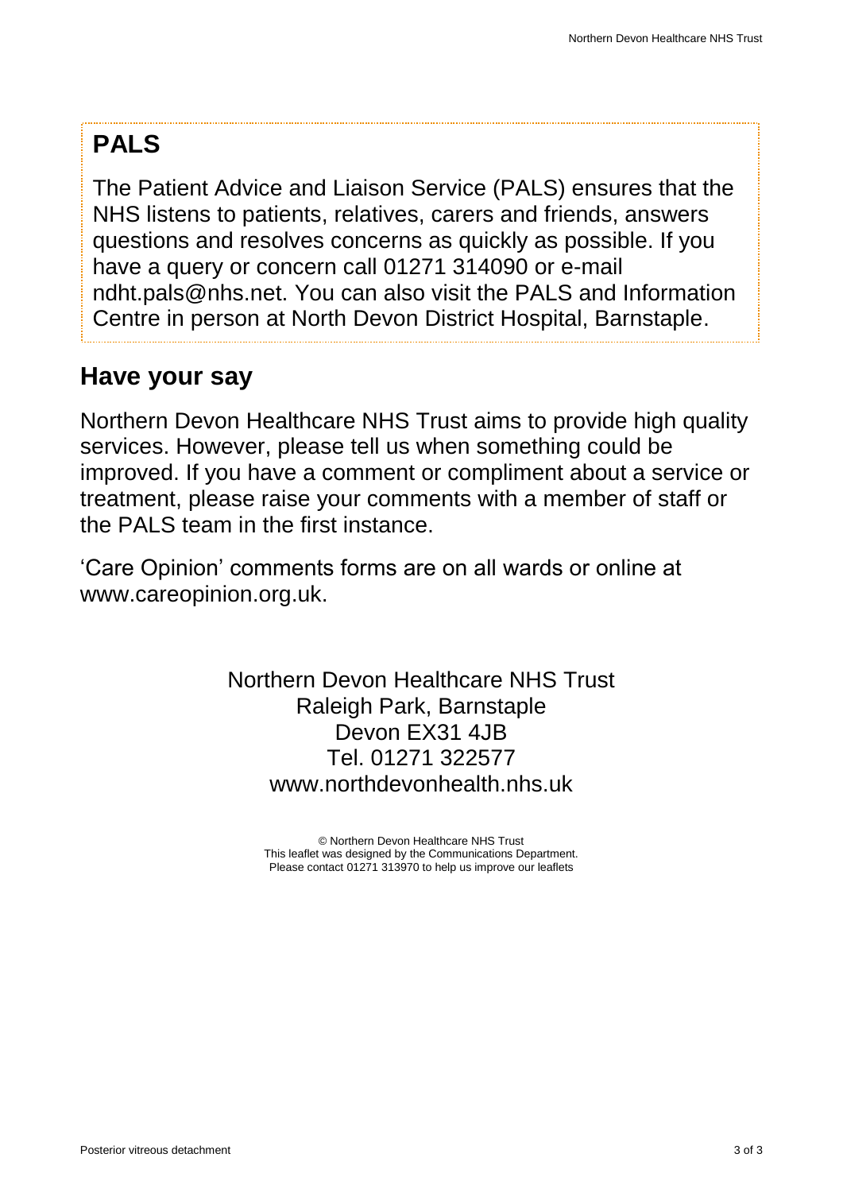## PALS

The Patient Advice and Liaison Service (PALS) ensures that the NHS listens to patients, relatives, carers and friends, answers questions and resolves concerns as quickly as possible. If you have a query or concern call 01271 314090 or e-mail ndht.pals@nhs.net. You can also visit the PALS and Information Centre in person at North Devon District Hospital, Barnstaple.

## Have your say

Northern Devon Healthcare NHS Trust aims to provide high quality services. However, please tell us when something could be improved. If you have a comment or compliment about a service or treatment, please raise your comments with a member of staff or the PALS team in the first instance.

'Care Opinion' comments forms are on all wards or online at www.careopinion.org.uk.

Northern Devon Healthcare NHS Trust
Raleigh Park, Barnstaple
Devon EX31 4JB
Tel. 01271 322577
www.northdevonhealth.nhs.uk

© Northern Devon Healthcare NHS Trust
This leaflet was designed by the Communications Department.
Please contact 01271 313970 to help us improve our leaflets